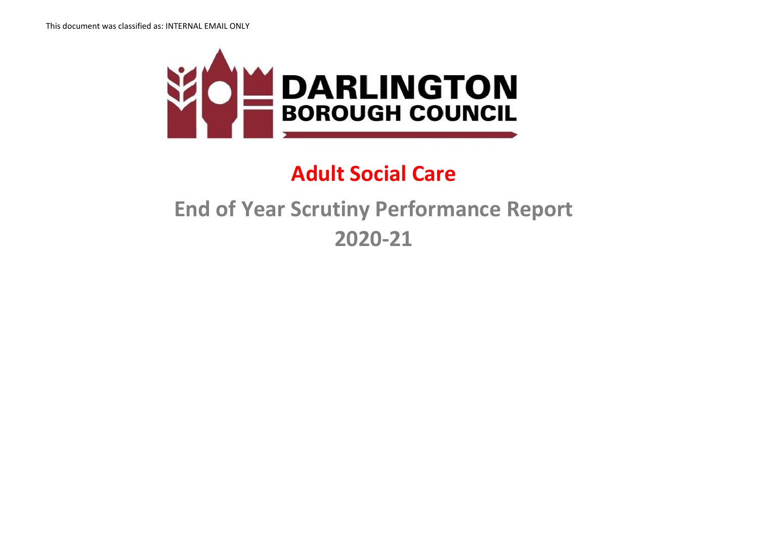This document was classified as: INTERNAL EMAIL ONLY

DARLINGTON BOROUGH COUNCIL

# Adult Social Care

## End of Year Scrutiny Performance Report 2020-21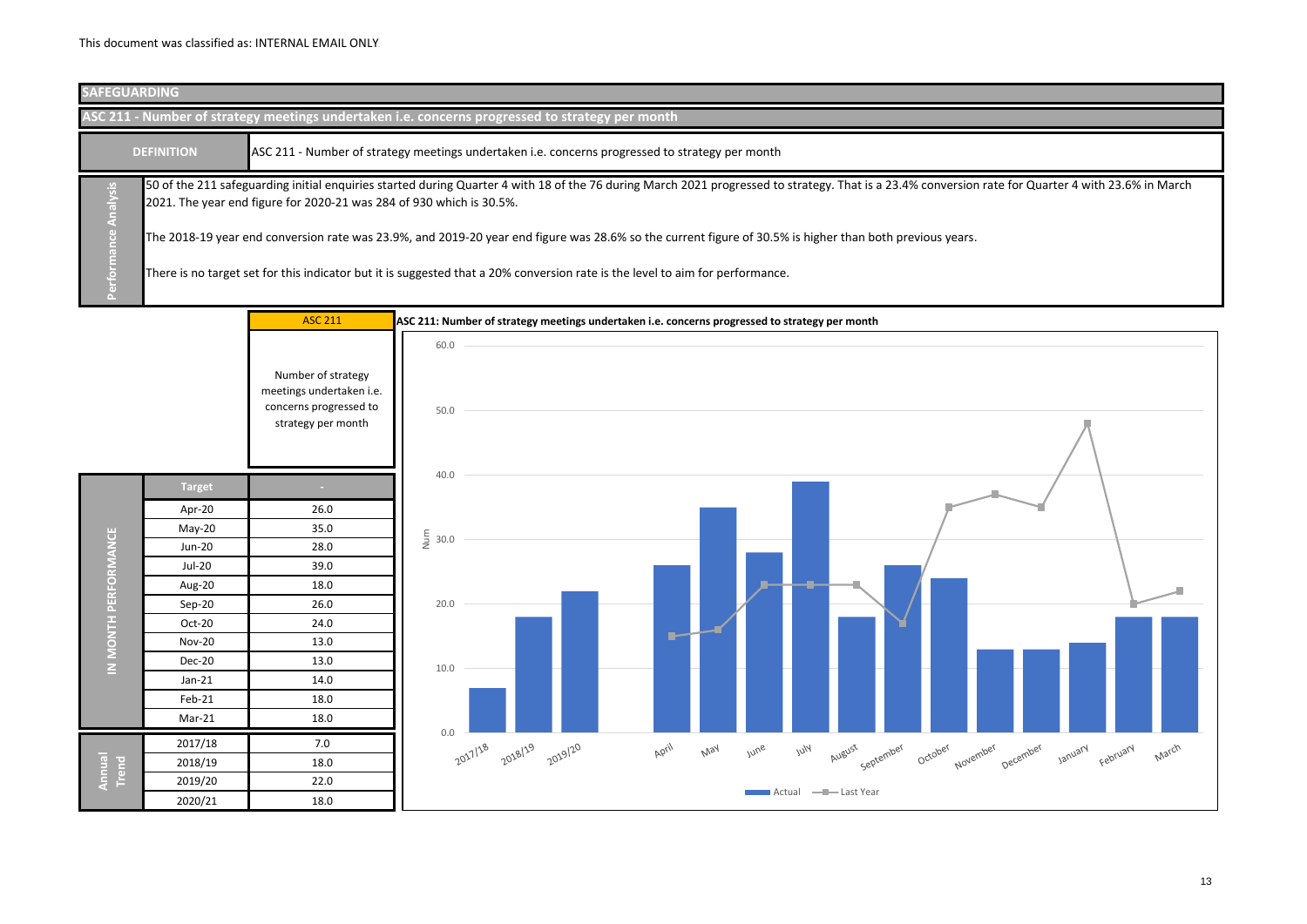This document was classified as: INTERNAL EMAIL ONLY

## SAFEGUARDING

### ASC 211 - Number of strategy meetings undertaken i.e. concerns progressed to strategy per month

**DEFINITION**: ASC 211 - Number of strategy meetings undertaken i.e. concerns progressed to strategy per month

**Performance Analysis**

50 of the 211 safeguarding initial enquiries started during Quarter 4 with 18 of the 76 during March 2021 progressed to strategy. That is a 23.4% conversion rate for Quarter 4 with 23.6% in March 2021. The year end figure for 2020-21 was 284 of 930 which is 30.5%.

The 2018-19 year end conversion rate was 23.9%, and 2019-20 year end figure was 28.6% so the current figure of 30.5% is higher than both previous years.

There is no target set for this indicator but it is suggested that a 20% conversion rate is the level to aim for performance.

| | | ASC 211 |
|---|---|---|
| | | Number of strategy meetings undertaken i.e. concerns progressed to strategy per month |
| IN MONTH PERFORMANCE | Target | - |
| | Apr-20 | 26.0 |
| | May-20 | 35.0 |
| | Jun-20 | 28.0 |
| | Jul-20 | 39.0 |
| | Aug-20 | 18.0 |
| | Sep-20 | 26.0 |
| | Oct-20 | 24.0 |
| | Nov-20 | 13.0 |
| | Dec-20 | 13.0 |
| | Jan-21 | 14.0 |
| | Feb-21 | 18.0 |
| | Mar-21 | 18.0 |
| Annual Trend | 2017/18 | 7.0 |
| | 2018/19 | 18.0 |
| | 2019/20 | 22.0 |
| | 2020/21 | 18.0 |

ASC 211: Number of strategy meetings undertaken i.e. concerns progressed to strategy per month

Num

60.0
50.0
40.0
30.0
20.0
10.0
0.0

2017/18 2018/19 2019/20 April May June July August September October November December January February March

Actual — Last Year